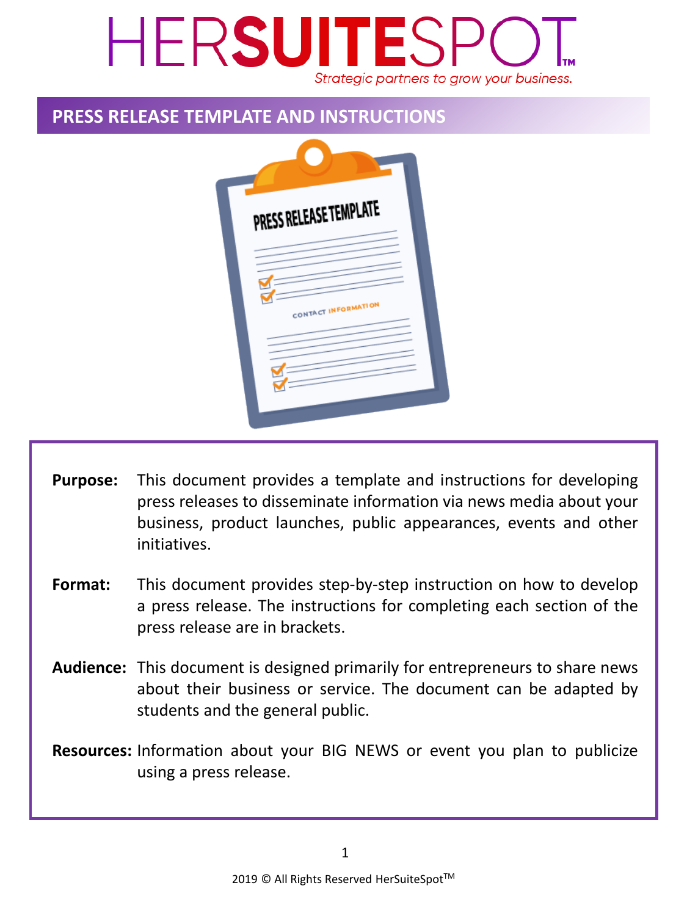# HERSUITESPOT™

*Strategic partners to grow your business.*

## PRESS RELEASE TEMPLATE AND INSTRUCTIONS

**Purpose:** This document provides a template and instructions for developing press releases to disseminate information via news media about your business, product launches, public appearances, events and other initiatives.

**Format:** This document provides step-by-step instruction on how to develop a press release. The instructions for completing each section of the press release are in brackets.

**Audience:** This document is designed primarily for entrepreneurs to share news about their business or service. The document can be adapted by students and the general public.

**Resources:** Information about your BIG NEWS or event you plan to publicize using a press release.

2019 © All Rights Reserved HerSuiteSpot™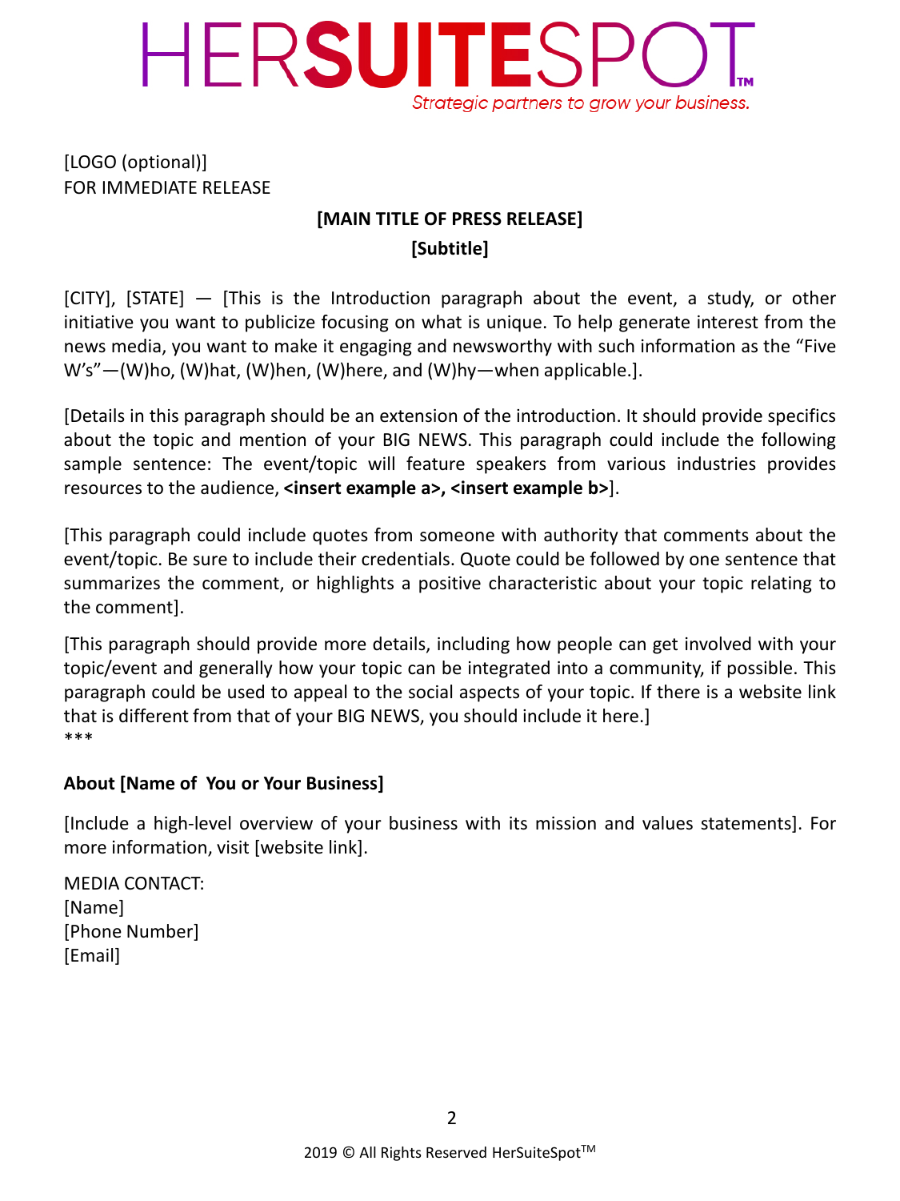HERSUITESPOT™

*Strategic partners to grow your business.*

[LOGO (optional)]
FOR IMMEDIATE RELEASE

**[MAIN TITLE OF PRESS RELEASE]**

**[Subtitle]**

[CITY], [STATE] — [This is the Introduction paragraph about the event, a study, or other initiative you want to publicize focusing on what is unique. To help generate interest from the news media, you want to make it engaging and newsworthy with such information as the "Five W's"—(W)ho, (W)hat, (W)hen, (W)here, and (W)hy—when applicable.].

[Details in this paragraph should be an extension of the introduction. It should provide specifics about the topic and mention of your BIG NEWS. This paragraph could include the following sample sentence: The event/topic will feature speakers from various industries provides resources to the audience, **<insert example a>, <insert example b>**].

[This paragraph could include quotes from someone with authority that comments about the event/topic. Be sure to include their credentials. Quote could be followed by one sentence that summarizes the comment, or highlights a positive characteristic about your topic relating to the comment].

[This paragraph should provide more details, including how people can get involved with your topic/event and generally how your topic can be integrated into a community, if possible. This paragraph could be used to appeal to the social aspects of your topic. If there is a website link that is different from that of your BIG NEWS, you should include it here.]
***

**About [Name of You or Your Business]**

[Include a high-level overview of your business with its mission and values statements]. For more information, visit [website link].

MEDIA CONTACT:
[Name]
[Phone Number]
[Email]

2019 © All Rights Reserved HerSuiteSpot™